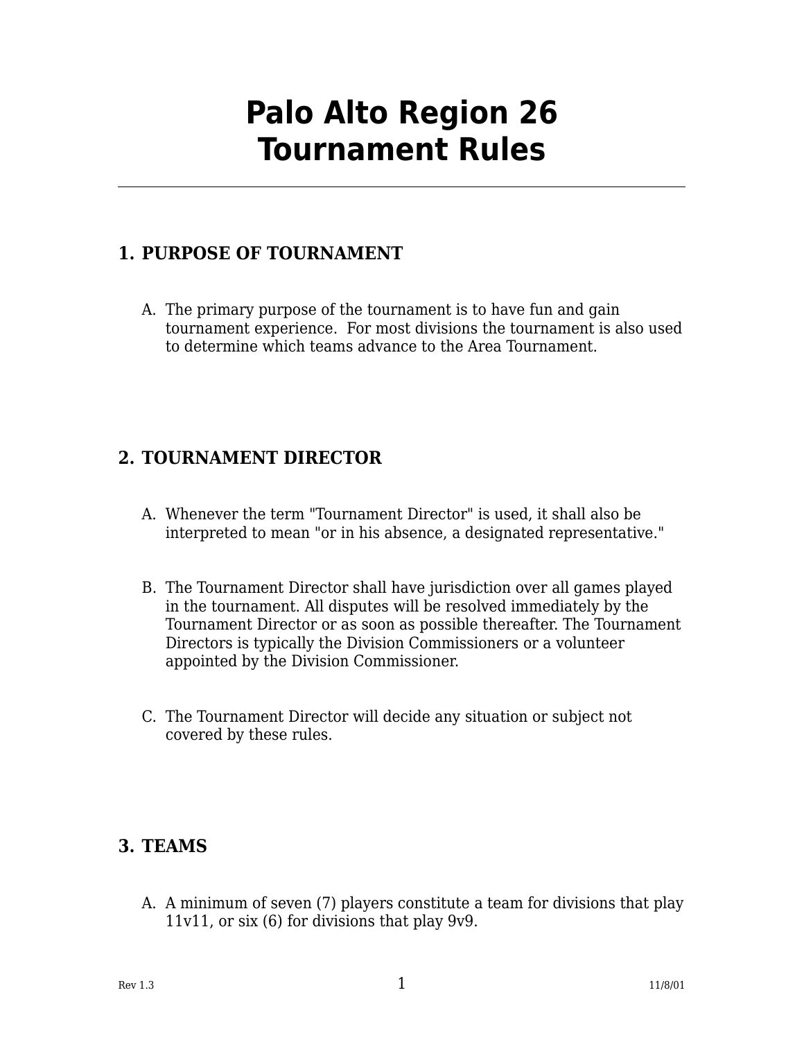# Palo Alto Region 26 Tournament Rules

## 1. PURPOSE OF TOURNAMENT

A. The primary purpose of the tournament is to have fun and gain tournament experience. For most divisions the tournament is also used to determine which teams advance to the Area Tournament.

## 2. TOURNAMENT DIRECTOR

A. Whenever the term "Tournament Director" is used, it shall also be interpreted to mean "or in his absence, a designated representative."

B. The Tournament Director shall have jurisdiction over all games played in the tournament. All disputes will be resolved immediately by the Tournament Director or as soon as possible thereafter. The Tournament Directors is typically the Division Commissioners or a volunteer appointed by the Division Commissioner.

C. The Tournament Director will decide any situation or subject not covered by these rules.

## 3. TEAMS

A. A minimum of seven (7) players constitute a team for divisions that play 11v11, or six (6) for divisions that play 9v9.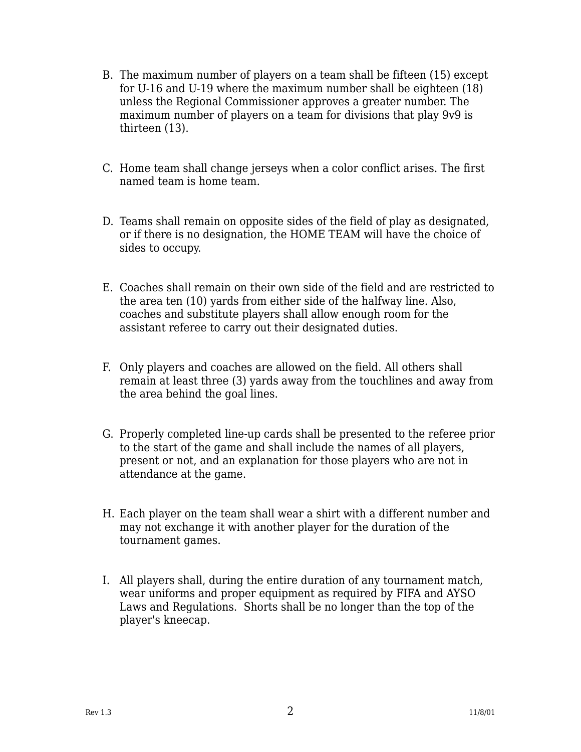B. The maximum number of players on a team shall be fifteen (15) except for U-16 and U-19 where the maximum number shall be eighteen (18) unless the Regional Commissioner approves a greater number. The maximum number of players on a team for divisions that play 9v9 is thirteen (13).

C. Home team shall change jerseys when a color conflict arises. The first named team is home team.

D. Teams shall remain on opposite sides of the field of play as designated, or if there is no designation, the HOME TEAM will have the choice of sides to occupy.

E. Coaches shall remain on their own side of the field and are restricted to the area ten (10) yards from either side of the halfway line. Also, coaches and substitute players shall allow enough room for the assistant referee to carry out their designated duties.

F. Only players and coaches are allowed on the field. All others shall remain at least three (3) yards away from the touchlines and away from the area behind the goal lines.

G. Properly completed line-up cards shall be presented to the referee prior to the start of the game and shall include the names of all players, present or not, and an explanation for those players who are not in attendance at the game.

H. Each player on the team shall wear a shirt with a different number and may not exchange it with another player for the duration of the tournament games.

I. All players shall, during the entire duration of any tournament match, wear uniforms and proper equipment as required by FIFA and AYSO Laws and Regulations. Shorts shall be no longer than the top of the player's kneecap.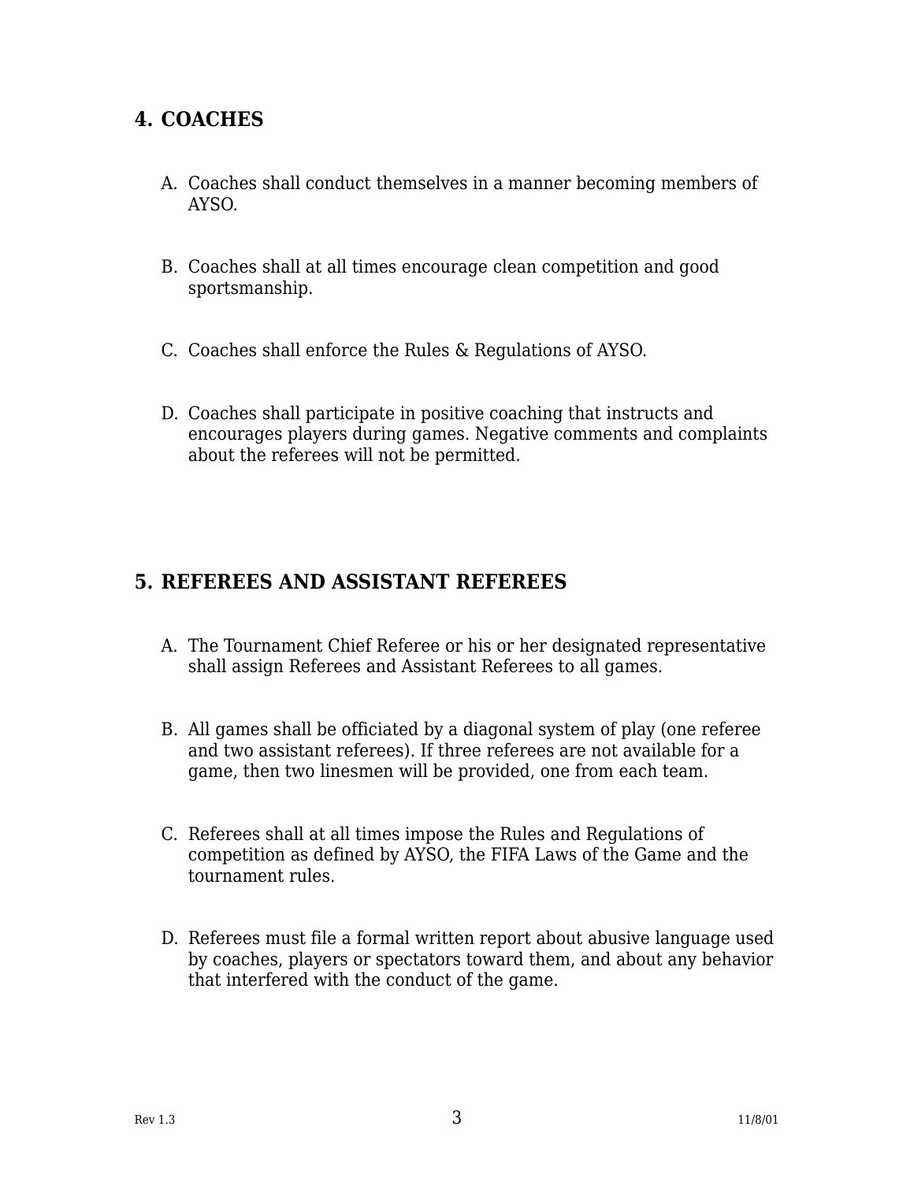## 4. COACHES

A. Coaches shall conduct themselves in a manner becoming members of AYSO.

B. Coaches shall at all times encourage clean competition and good sportsmanship.

C. Coaches shall enforce the Rules & Regulations of AYSO.

D. Coaches shall participate in positive coaching that instructs and encourages players during games. Negative comments and complaints about the referees will not be permitted.

## 5. REFEREES AND ASSISTANT REFEREES

A. The Tournament Chief Referee or his or her designated representative shall assign Referees and Assistant Referees to all games.

B. All games shall be officiated by a diagonal system of play (one referee and two assistant referees). If three referees are not available for a game, then two linesmen will be provided, one from each team.

C. Referees shall at all times impose the Rules and Regulations of competition as defined by AYSO, the FIFA Laws of the Game and the tournament rules.

D. Referees must file a formal written report about abusive language used by coaches, players or spectators toward them, and about any behavior that interfered with the conduct of the game.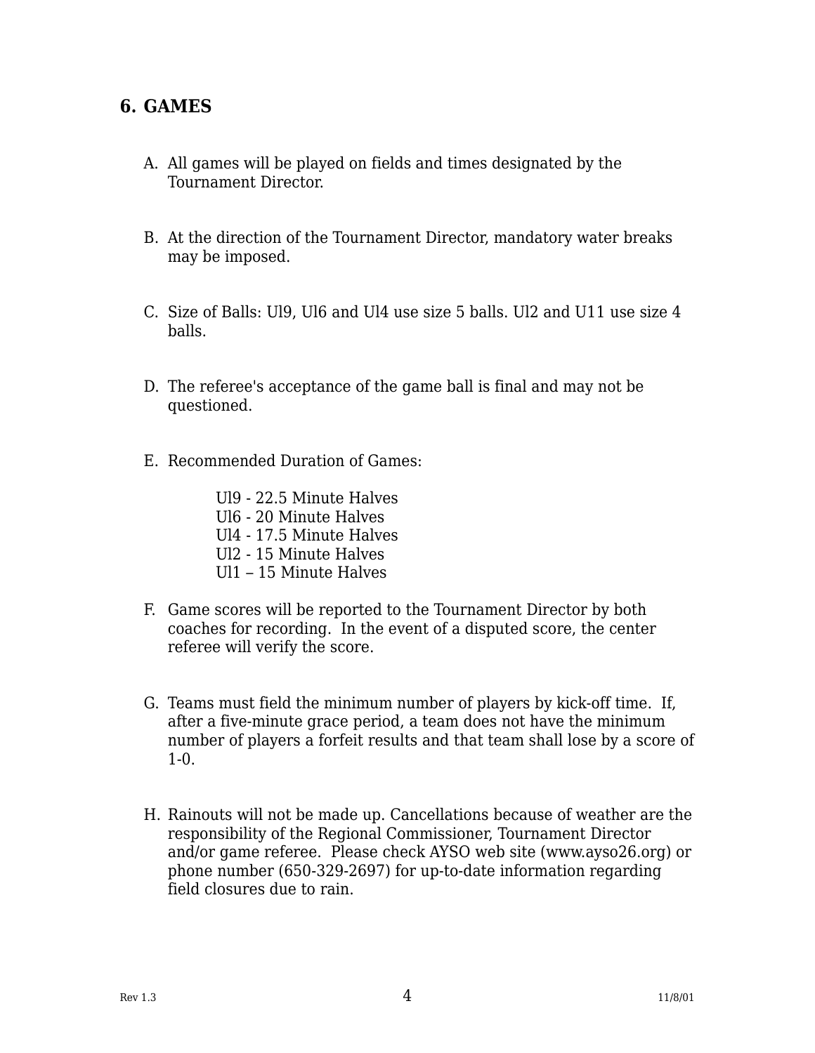## 6. GAMES

A. All games will be played on fields and times designated by the Tournament Director.

B. At the direction of the Tournament Director, mandatory water breaks may be imposed.

C. Size of Balls: Ul9, Ul6 and Ul4 use size 5 balls. Ul2 and U11 use size 4 balls.

D. The referee's acceptance of the game ball is final and may not be questioned.

E. Recommended Duration of Games:

   Ul9 - 22.5 Minute Halves
   Ul6 - 20 Minute Halves
   Ul4 - 17.5 Minute Halves
   Ul2 - 15 Minute Halves
   Ul1 – 15 Minute Halves

F. Game scores will be reported to the Tournament Director by both coaches for recording. In the event of a disputed score, the center referee will verify the score.

G. Teams must field the minimum number of players by kick-off time. If, after a five-minute grace period, a team does not have the minimum number of players a forfeit results and that team shall lose by a score of 1-0.

H. Rainouts will not be made up. Cancellations because of weather are the responsibility of the Regional Commissioner, Tournament Director and/or game referee. Please check AYSO web site (www.ayso26.org) or phone number (650-329-2697) for up-to-date information regarding field closures due to rain.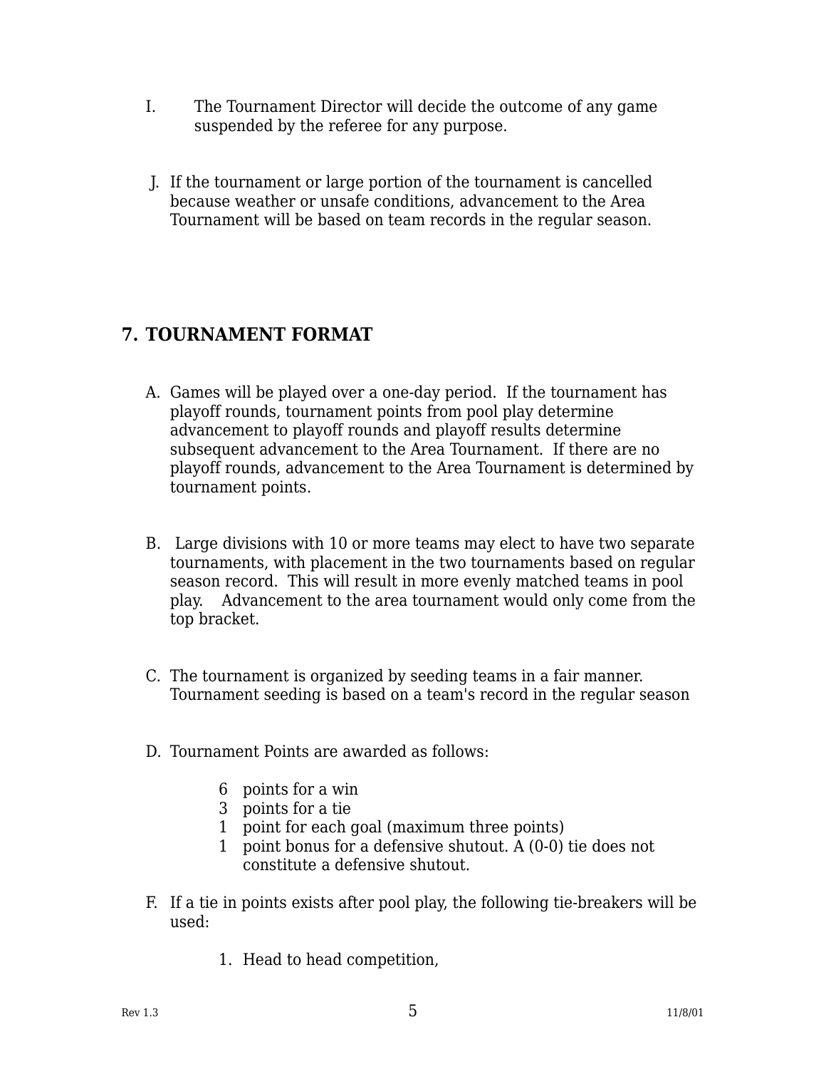I. The Tournament Director will decide the outcome of any game suspended by the referee for any purpose.

J. If the tournament or large portion of the tournament is cancelled because weather or unsafe conditions, advancement to the Area Tournament will be based on team records in the regular season.

## 7. TOURNAMENT FORMAT

A. Games will be played over a one-day period. If the tournament has playoff rounds, tournament points from pool play determine advancement to playoff rounds and playoff results determine subsequent advancement to the Area Tournament. If there are no playoff rounds, advancement to the Area Tournament is determined by tournament points.

B. Large divisions with 10 or more teams may elect to have two separate tournaments, with placement in the two tournaments based on regular season record. This will result in more evenly matched teams in pool play. Advancement to the area tournament would only come from the top bracket.

C. The tournament is organized by seeding teams in a fair manner. Tournament seeding is based on a team's record in the regular season

D. Tournament Points are awarded as follows:

- 6 points for a win
- 3 points for a tie
- 1 point for each goal (maximum three points)
- 1 point bonus for a defensive shutout. A (0-0) tie does not constitute a defensive shutout.

F. If a tie in points exists after pool play, the following tie-breakers will be used:

1. Head to head competition,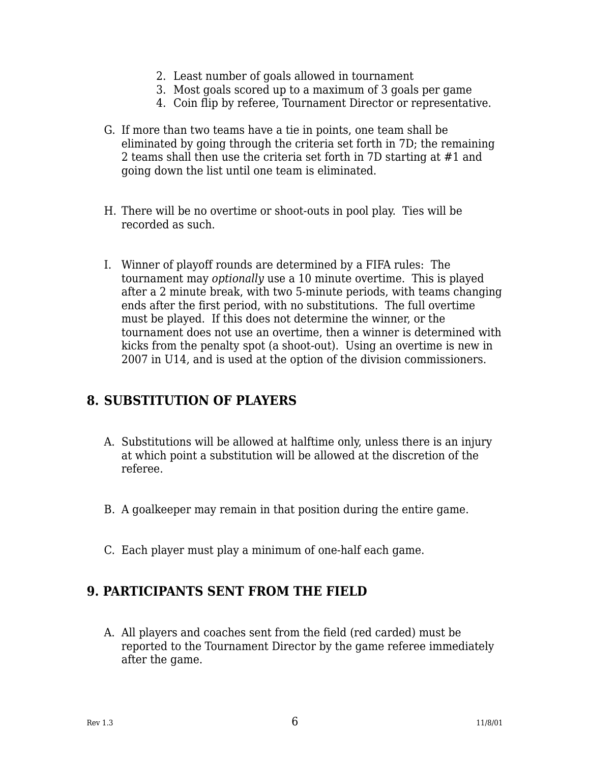2. Least number of goals allowed in tournament
3. Most goals scored up to a maximum of 3 goals per game
4. Coin flip by referee, Tournament Director or representative.

G. If more than two teams have a tie in points, one team shall be eliminated by going through the criteria set forth in 7D; the remaining 2 teams shall then use the criteria set forth in 7D starting at #1 and going down the list until one team is eliminated.

H. There will be no overtime or shoot-outs in pool play. Ties will be recorded as such.

I. Winner of playoff rounds are determined by a FIFA rules: The tournament may *optionally* use a 10 minute overtime. This is played after a 2 minute break, with two 5-minute periods, with teams changing ends after the first period, with no substitutions. The full overtime must be played. If this does not determine the winner, or the tournament does not use an overtime, then a winner is determined with kicks from the penalty spot (a shoot-out). Using an overtime is new in 2007 in U14, and is used at the option of the division commissioners.

## 8. SUBSTITUTION OF PLAYERS

A. Substitutions will be allowed at halftime only, unless there is an injury at which point a substitution will be allowed at the discretion of the referee.

B. A goalkeeper may remain in that position during the entire game.

C. Each player must play a minimum of one-half each game.

## 9. PARTICIPANTS SENT FROM THE FIELD

A. All players and coaches sent from the field (red carded) must be reported to the Tournament Director by the game referee immediately after the game.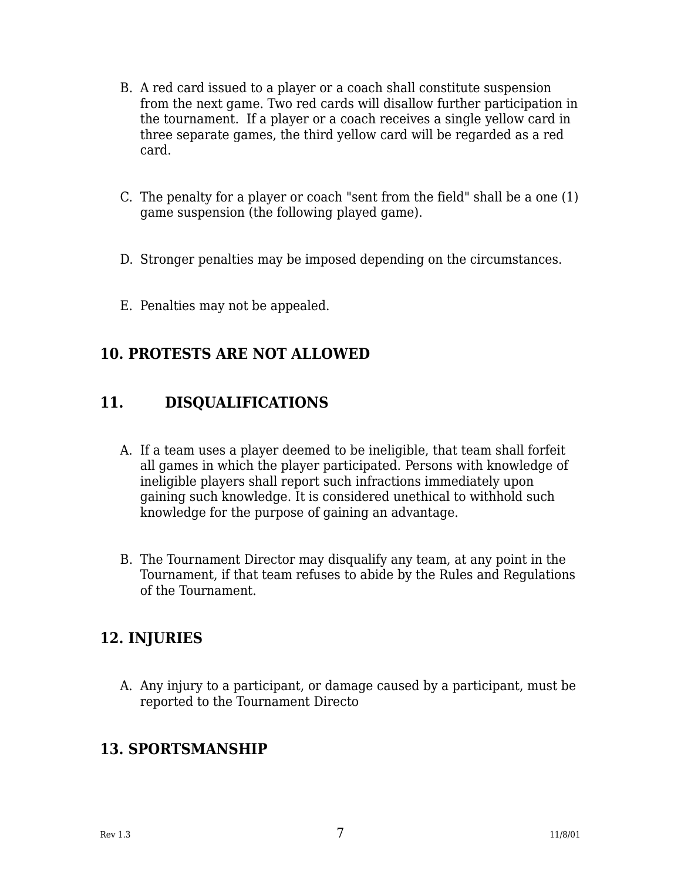B. A red card issued to a player or a coach shall constitute suspension from the next game. Two red cards will disallow further participation in the tournament. If a player or a coach receives a single yellow card in three separate games, the third yellow card will be regarded as a red card.

C. The penalty for a player or coach "sent from the field" shall be a one (1) game suspension (the following played game).

D. Stronger penalties may be imposed depending on the circumstances.

E. Penalties may not be appealed.

## 10. PROTESTS ARE NOT ALLOWED

## 11. DISQUALIFICATIONS

A. If a team uses a player deemed to be ineligible, that team shall forfeit all games in which the player participated. Persons with knowledge of ineligible players shall report such infractions immediately upon gaining such knowledge. It is considered unethical to withhold such knowledge for the purpose of gaining an advantage.

B. The Tournament Director may disqualify any team, at any point in the Tournament, if that team refuses to abide by the Rules and Regulations of the Tournament.

## 12. INJURIES

A. Any injury to a participant, or damage caused by a participant, must be reported to the Tournament Directo

## 13. SPORTSMANSHIP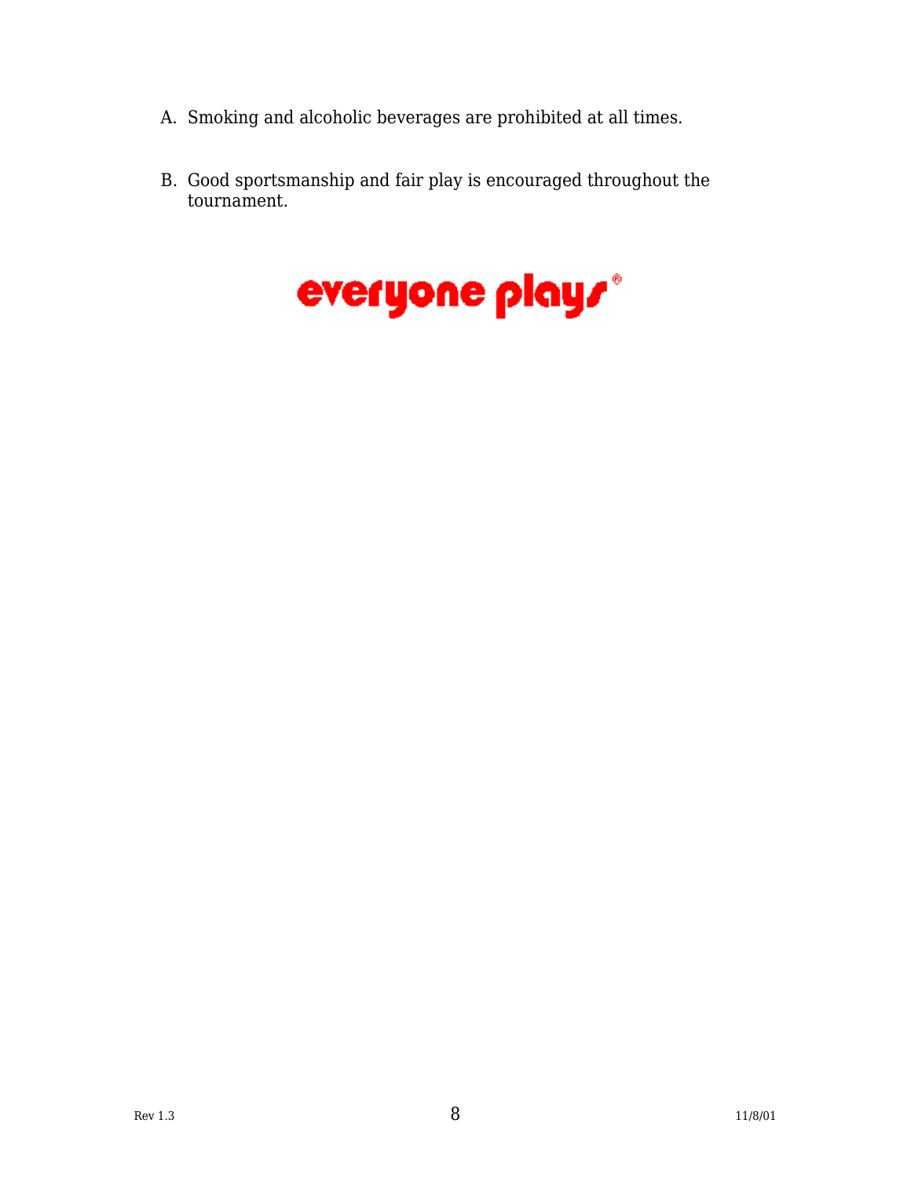A. Smoking and alcoholic beverages are prohibited at all times.

B. Good sportsmanship and fair play is encouraged throughout the tournament.

everyone plays®